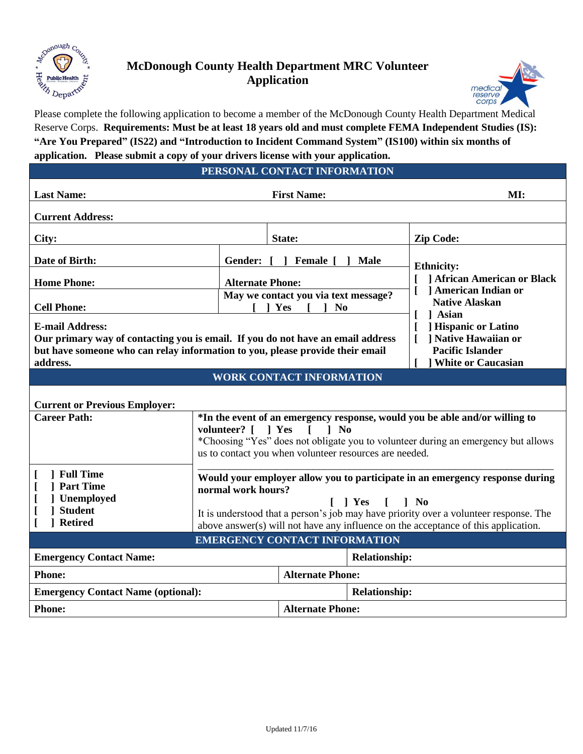# McDonough County Health Department MRC Volunteer Application

Please complete the following application to become a member of the McDonough County Health Department Medical Reserve Corps. **Requirements: Must be at least 18 years old and must complete FEMA Independent Studies (IS): "Are You Prepared" (IS22) and "Introduction to Incident Command System" (IS100) within six months of application. Please submit a copy of your drivers license with your application.**

## PERSONAL CONTACT INFORMATION

| | | |
|---|---|---|
| **Last Name:** | **First Name:** | **MI:** |
| **Current Address:** | | |
| **City:** | **State:** | **Zip Code:** |
| **Date of Birth:** | **Gender: [ ] Female [ ] Male** | **Ethnicity:** [ ] African American or Black [ ] American Indian or Native Alaskan [ ] Asian [ ] Hispanic or Latino [ ] Native Hawaiian or Pacific Islander [ ] White or Caucasian |
| **Home Phone:** | **Alternate Phone:** | |
| **Cell Phone:** | **May we contact you via text message?** [ ] Yes [ ] No | |
| **E-mail Address:** **Our primary way of contacting you is email. If you do not have an email address but have someone who can relay information to you, please provide their email address.** | | |

## WORK CONTACT INFORMATION

**Current or Previous Employer:**

| | |
|---|---|
| **Career Path:** | ***In the event of an emergency response, would you be able and/or willing to volunteer? [ ] Yes [ ] No** *Choosing "Yes" does not obligate you to volunteer during an emergency but allows us to contact you when volunteer resources are needed. |
| [ ] **Full Time** [ ] **Part Time** [ ] **Unemployed** [ ] **Student** [ ] **Retired** | **Would your employer allow you to participate in an emergency response during normal work hours?** [ ] Yes [ ] No It is understood that a person's job may have priority over a volunteer response. The above answer(s) will not have any influence on the acceptance of this application. |

## EMERGENCY CONTACT INFORMATION

| | |
|---|---|
| **Emergency Contact Name:** | **Relationship:** |
| **Phone:** | **Alternate Phone:** |
| **Emergency Contact Name (optional):** | **Relationship:** |
| **Phone:** | **Alternate Phone:** |

Updated 11/7/16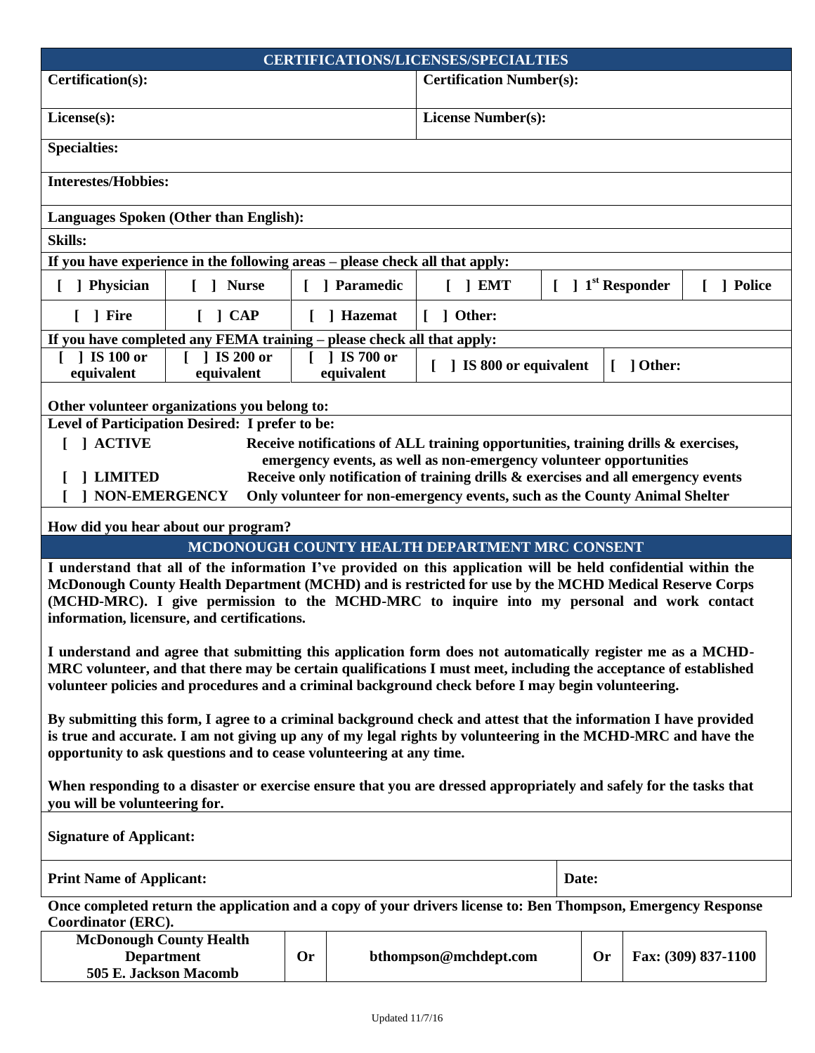## CERTIFICATIONS/LICENSES/SPECIALTIES

| | |
|---|---|
| **Certification(s):** | **Certification Number(s):** |
| **License(s):** | **License Number(s):** |

**Specialties:**

**Interestes/Hobbies:**

**Languages Spoken (Other than English):**

**Skills:**

**If you have experience in the following areas – please check all that apply:**

| | | | | | |
|---|---|---|---|---|---|
| [ ] Physician | [ ] Nurse | [ ] Paramedic | [ ] EMT | [ ] 1st Responder | [ ] Police |
| [ ] Fire | [ ] CAP | [ ] Hazemat | [ ] Other: | | |

**If you have completed any FEMA training – please check all that apply:**

| | | | | |
|---|---|---|---|---|
| [ ] IS 100 or equivalent | [ ] IS 200 or equivalent | [ ] IS 700 or equivalent | [ ] IS 800 or equivalent | [ ] Other: |

**Other volunteer organizations you belong to:**

**Level of Participation Desired: I prefer to be:**

- **[ ] ACTIVE** — Receive notifications of ALL training opportunities, training drills & exercises, emergency events, as well as non-emergency volunteer opportunities
- **[ ] LIMITED** — Receive only notification of training drills & exercises and all emergency events
- **[ ] NON-EMERGENCY** — Only volunteer for non-emergency events, such as the County Animal Shelter

**How did you hear about our program?**

## MCDONOUGH COUNTY HEALTH DEPARTMENT MRC CONSENT

**I understand that all of the information I've provided on this application will be held confidential within the McDonough County Health Department (MCHD) and is restricted for use by the MCHD Medical Reserve Corps (MCHD-MRC). I give permission to the MCHD-MRC to inquire into my personal and work contact information, licensure, and certifications.**

**I understand and agree that submitting this application form does not automatically register me as a MCHD-MRC volunteer, and that there may be certain qualifications I must meet, including the acceptance of established volunteer policies and procedures and a criminal background check before I may begin volunteering.**

**By submitting this form, I agree to a criminal background check and attest that the information I have provided is true and accurate. I am not giving up any of my legal rights by volunteering in the MCHD-MRC and have the opportunity to ask questions and to cease volunteering at any time.**

**When responding to a disaster or exercise ensure that you are dressed appropriately and safely for the tasks that you will be volunteering for.**

**Signature of Applicant:**

| | |
|---|---|
| **Print Name of Applicant:** | **Date:** |

**Once completed return the application and a copy of your drivers license to: Ben Thompson, Emergency Response Coordinator (ERC).**

| | | | | |
|---|---|---|---|---|
| **McDonough County Health Department 505 E. Jackson Macomb** | **Or** | **bthompson@mchdept.com** | **Or** | **Fax: (309) 837-1100** |

Updated 11/7/16